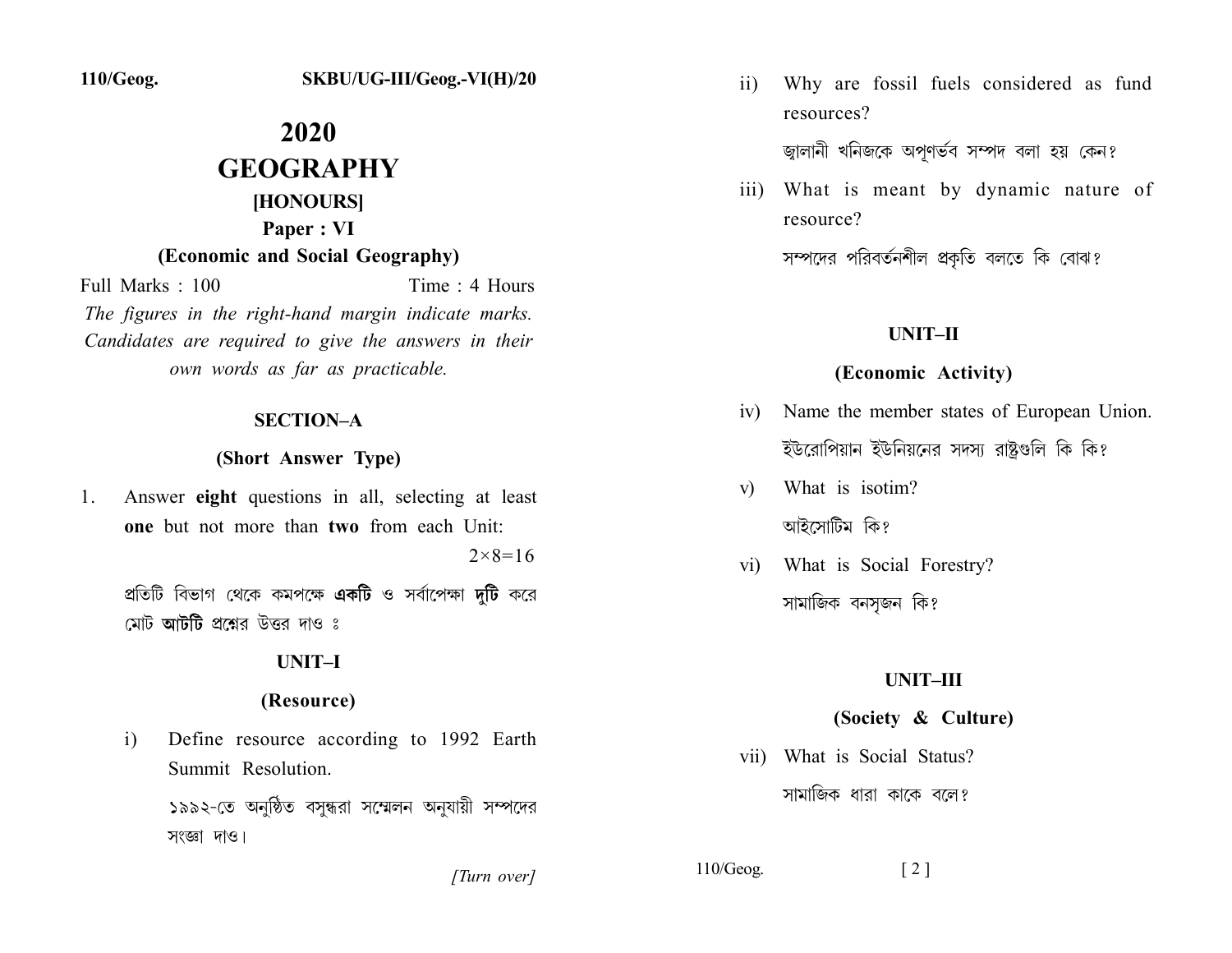110/Geog. SKBU/UG-III/Geog.-VI(H)/20

# 2020
# GEOGRAPHY
## [HONOURS]
## Paper : VI
## (Economic and Social Geography)

Full Marks : 100 Time : 4 Hours

*The figures in the right-hand margin indicate marks. Candidates are required to give the answers in their own words as far as practicable.*

### SECTION–A

### (Short Answer Type)

1. Answer **eight** questions in all, selecting at least **one** but not more than **two** from each Unit: $2\times8=16$

   প্রতিটি বিভাগ থেকে কমপক্ষে **একটি** ও সর্বাপেক্ষা **দুটি** করে মোট **আটটি** প্রশ্নের উত্তর দাও ঃ

#### UNIT–I

#### (Resource)

i) Define resource according to 1992 Earth Summit Resolution.

১৯৯২-তে অনুষ্ঠিত বসুন্ধরা সম্মেলন অনুযায়ী সম্পদের সংজ্ঞা দাও।

ii) Why are fossil fuels considered as fund resources?

জ্বালানী খনিজকে অপূর্ণভব সম্পদ বলা হয় কেন?

iii) What is meant by dynamic nature of resource?

সম্পদের পরিবর্তনশীল প্রকৃতি বলতে কি বোঝ?

#### UNIT–II

#### (Economic Activity)

iv) Name the member states of European Union.

ইউরোপিয়ান ইউনিয়নের সদস্য রাষ্ট্রগুলি কি কি?

v) What is isotim?

আইসোটিম কি?

vi) What is Social Forestry?

সামাজিক বনসৃজন কি?

#### UNIT–III

#### (Society & Culture)

vii) What is Social Status?

সামাজিক ধারা কাকে বলে?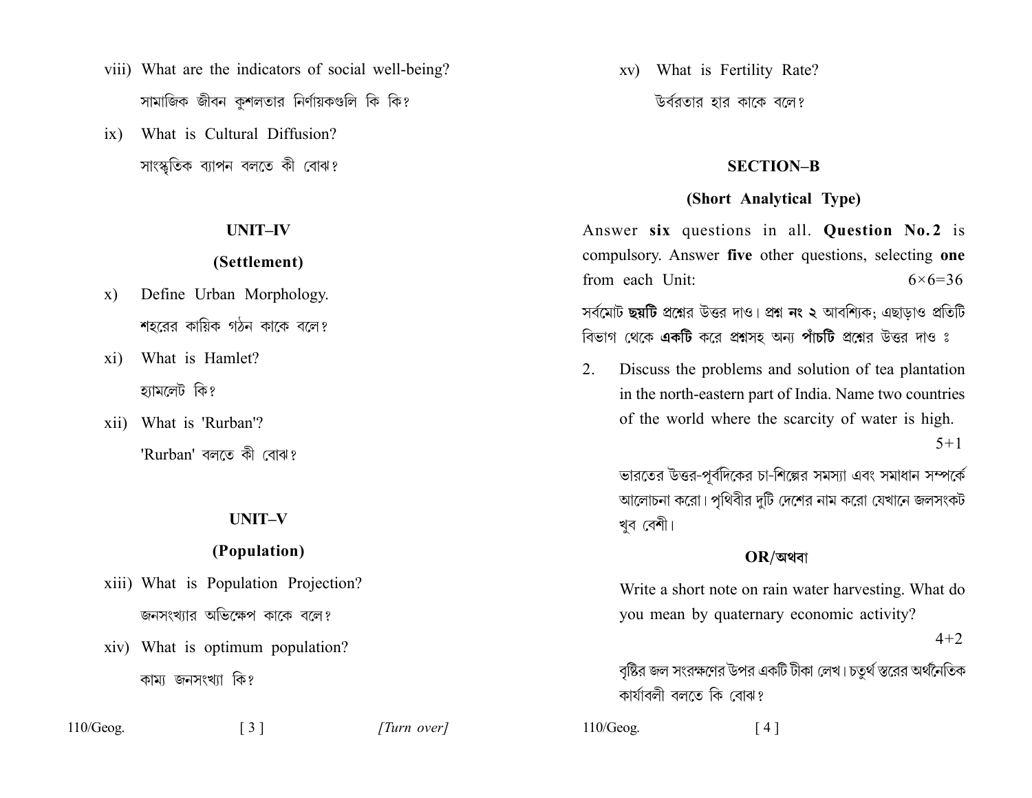viii) What are the indicators of social well-being?

সামাজিক জীবন কুশলতার নির্ণায়কগুলি কি কি?

ix) What is Cultural Diffusion?

সাংস্কৃতিক ব্যাপন বলতে কী বোঝ?

## UNIT–IV

### (Settlement)

x) Define Urban Morphology.

শহরের কায়িক গঠন কাকে বলে?

xi) What is Hamlet?

হ্যামলেট কি?

xii) What is 'Rurban'?

'Rurban' বলতে কী বোঝ?

## UNIT–V

### (Population)

xiii) What is Population Projection?

জনসংখ্যার অভিক্ষেপ কাকে বলে?

xiv) What is optimum population?

কাম্য জনসংখ্যা কি?

xv) What is Fertility Rate?

উর্বরতার হার কাকে বলে?

## SECTION–B

### (Short Analytical Type)

Answer **six** questions in all. **Question No. 2** is compulsory. Answer **five** other questions, selecting **one** from each Unit: $6\times6=36$

সর্বমোট **ছয়টি** প্রশ্নের উত্তর দাও। প্রশ্ন **নং ২** আবশ্যিক; এছাড়াও প্রতিটি বিভাগ থেকে **একটি** করে প্রশ্নসহ অন্য **পাঁচটি** প্রশ্নের উত্তর দাও ঃ

2. Discuss the problems and solution of tea plantation in the north-eastern part of India. Name two countries of the world where the scarcity of water is high. $5+1$

   ভারতের উত্তর-পূর্বদিকের চা-শিল্পের সমস্যা এবং সমাধান সম্পর্কে আলোচনা করো। পৃথিবীর দুটি দেশের নাম করো যেখানে জলসংকট খুব বেশী।

   **OR/অথবা**

   Write a short note on rain water harvesting. What do you mean by quaternary economic activity? $4+2$

   বৃষ্টির জল সংরক্ষণের উপর একটি টীকা লেখ। চতুর্থ স্তরের অর্থনৈতিক কার্যাবলী বলতে কি বোঝ?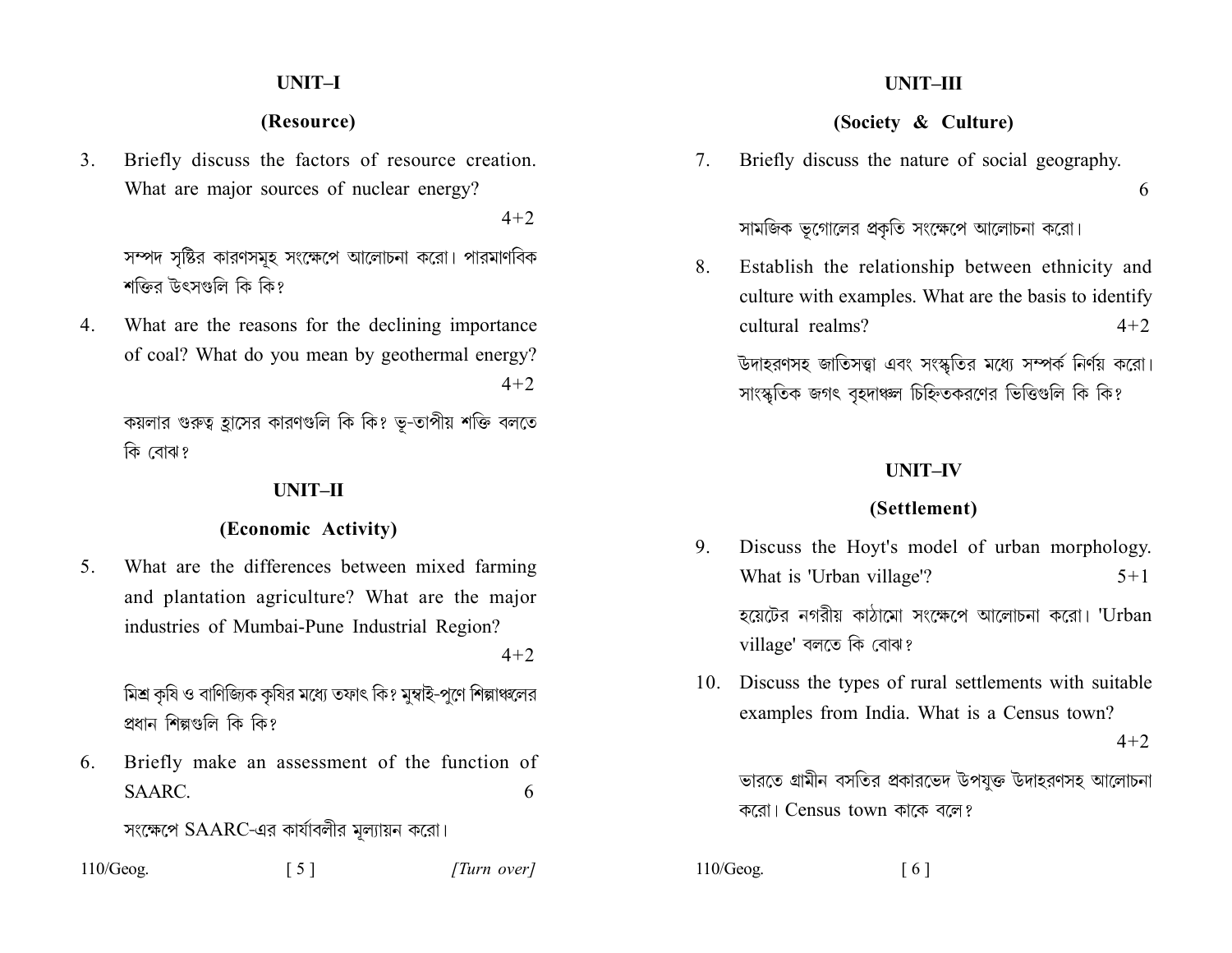## UNIT–I

### (Resource)

3. Briefly discuss the factors of resource creation. What are major sources of nuclear energy? 4+2

   সম্পদ সৃষ্টির কারণসমূহ সংক্ষেপে আলোচনা করো। পারমাণবিক শক্তির উৎসগুলি কি কি?

4. What are the reasons for the declining importance of coal? What do you mean by geothermal energy? 4+2

   কয়লার গুরুত্ব হ্রাসের কারণগুলি কি কি? ভূ-তাপীয় শক্তি বলতে কি বোঝ?

## UNIT–II

### (Economic Activity)

5. What are the differences between mixed farming and plantation agriculture? What are the major industries of Mumbai-Pune Industrial Region? 4+2

   মিশ্র কৃষি ও বাণিজ্যিক কৃষির মধ্যে তফাৎ কি? মুম্বাই-পুণে শিল্পাঞ্চলের প্রধান শিল্পগুলি কি কি?

6. Briefly make an assessment of the function of SAARC. 6

   সংক্ষেপে SAARC-এর কার্যাবলীর মূল্যায়ন করো।

## UNIT–III

### (Society & Culture)

7. Briefly discuss the nature of social geography. 6

   সামজিক ভূগোলের প্রকৃতি সংক্ষেপে আলোচনা করো।

8. Establish the relationship between ethnicity and culture with examples. What are the basis to identify cultural realms? 4+2

   উদাহরণসহ জাতিসত্বা এবং সংস্কৃতির মধ্যে সম্পর্ক নির্ণয় করো। সাংস্কৃতিক জগৎ বৃহদাঞ্চল চিহ্নিতকরণের ভিত্তিগুলি কি কি?

## UNIT–IV

### (Settlement)

9. Discuss the Hoyt's model of urban morphology. What is 'Urban village'? 5+1

   হয়েটের নগরীয় কাঠামো সংক্ষেপে আলোচনা করো। 'Urban village' বলতে কি বোঝ?

10. Discuss the types of rural settlements with suitable examples from India. What is a Census town? 4+2

    ভারতে গ্রামীন বসতির প্রকারভেদ উপযুক্ত উদাহরণসহ আলোচনা করো। Census town কাকে বলে?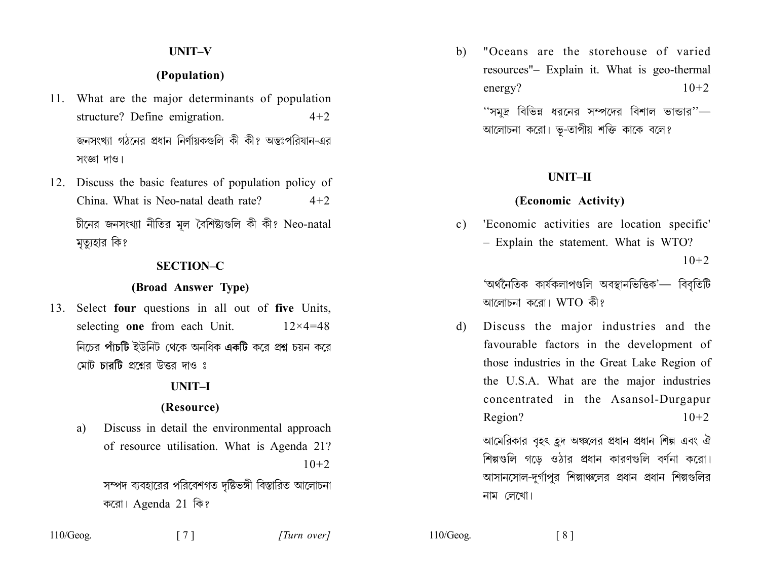### UNIT–V

### (Population)

11. What are the major determinants of population structure? Define emigration. 4+2

    জনসংখ্যা গঠনের প্রধান নির্ণায়কগুলি কী কী? অন্তঃপরিযান-এর সংজ্ঞা দাও।

12. Discuss the basic features of population policy of China. What is Neo-natal death rate? 4+2

    চীনের জনসংখ্যা নীতির মূল বৈশিষ্ট্যগুলি কী কী? Neo-natal মৃত্যুহার কি?

## SECTION–C

### (Broad Answer Type)

13. Select **four** questions in all out of **five** Units, selecting **one** from each Unit. 12×4=48

    নিচের **পাঁচটি** ইউনিট থেকে অনধিক **একটি** করে প্রশ্ন চয়ন করে মোট **চারটি** প্রশ্নের উত্তর দাও ঃ

### UNIT–I

### (Resource)

a) Discuss in detail the environmental approach of resource utilisation. What is Agenda 21? 10+2

   সম্পদ ব্যবহারের পরিবেশগত দৃষ্টিভঙ্গী বিস্তারিত আলোচনা করো। Agenda 21 কি?

b) "Oceans are the storehouse of varied resources"– Explain it. What is geo-thermal energy? 10+2

   ''সমুদ্র বিভিন্ন ধরনের সম্পদের বিশাল ভান্ডার''— আলোচনা করো। ভূ-তাপীয় শক্তি কাকে বলে?

### UNIT–II

### (Economic Activity)

c) 'Economic activities are location specific' – Explain the statement. What is WTO? 10+2

   'অর্থনৈতিক কার্যকলাপগুলি অবস্থানভিত্তিক'— বিবৃতিটি আলোচনা করো। WTO কী?

d) Discuss the major industries and the favourable factors in the development of those industries in the Great Lake Region of the U.S.A. What are the major industries concentrated in the Asansol-Durgapur Region? 10+2

   আমেরিকার বৃহৎ হ্রদ অঞ্চলের প্রধান প্রধান শিল্প এবং ঐ শিল্পগুলি গড়ে ওঠার প্রধান কারণগুলি বর্ণনা করো। আসানসোল-দুর্গাপুর শিল্পাঞ্চলের প্রধান প্রধান শিল্পগুলির নাম লেখো।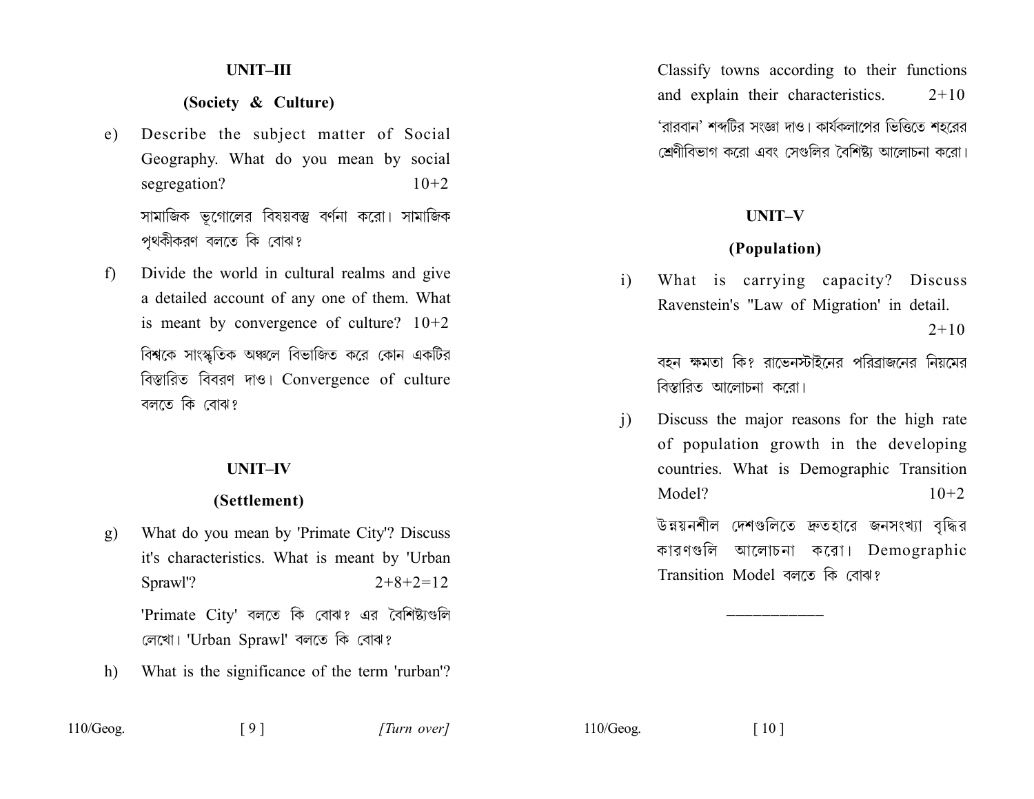## UNIT–III

### (Society & Culture)

e) Describe the subject matter of Social Geography. What do you mean by social segregation? 10+2

সামাজিক ভূগোলের বিষয়বস্তু বর্ণনা করো। সামাজিক পৃথকীকরণ বলতে কি বোঝ?

f) Divide the world in cultural realms and give a detailed account of any one of them. What is meant by convergence of culture? 10+2

বিশ্বকে সাংস্কৃতিক অঞ্চলে বিভাজিত করে কোন একটির বিস্তারিত বিবরণ দাও। Convergence of culture বলতে কি বোঝ?

## UNIT–IV

### (Settlement)

g) What do you mean by 'Primate City'? Discuss it's characteristics. What is meant by 'Urban Sprawl'? 2+8+2=12

'Primate City' বলতে কি বোঝ? এর বৈশিষ্ট্যগুলি লেখো। 'Urban Sprawl' বলতে কি বোঝ?

h) What is the significance of the term 'rurban'? Classify towns according to their functions and explain their characteristics. 2+10

'রারবান' শব্দটির সংজ্ঞা দাও। কার্যকলাপের ভিত্তিতে শহরের শ্রেণীবিভাগ করো এবং সেগুলির বৈশিষ্ট্য আলোচনা করো।

## UNIT–V

### (Population)

i) What is carrying capacity? Discuss Ravenstein's "Law of Migration' in detail. 2+10

বহন ক্ষমতা কি? রাভেনস্টাইনের পরিব্রাজনের নিয়মের বিস্তারিত আলোচনা করো।

j) Discuss the major reasons for the high rate of population growth in the developing countries. What is Demographic Transition Model? 10+2

উন্নয়নশীল দেশগুলিতে দ্রুতহারে জনসংখ্যা বৃদ্ধির কারণগুলি আলোচনা করো। Demographic Transition Model বলতে কি বোঝ?

———————